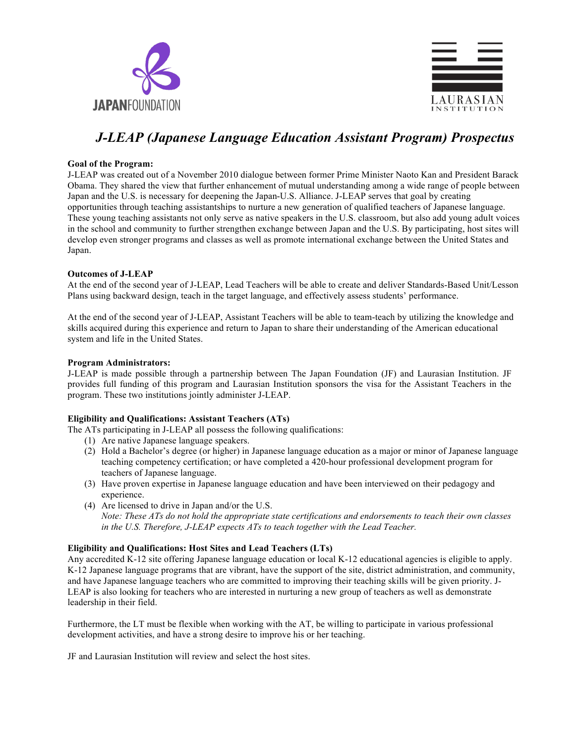JAPANFOUNDATION

LAURASIAN INSTITUTION

# *J-LEAP (Japanese Language Education Assistant Program) Prospectus*

**Goal of the Program:**
J-LEAP was created out of a November 2010 dialogue between former Prime Minister Naoto Kan and President Barack Obama. They shared the view that further enhancement of mutual understanding among a wide range of people between Japan and the U.S. is necessary for deepening the Japan-U.S. Alliance. J-LEAP serves that goal by creating opportunities through teaching assistantships to nurture a new generation of qualified teachers of Japanese language. These young teaching assistants not only serve as native speakers in the U.S. classroom, but also add young adult voices in the school and community to further strengthen exchange between Japan and the U.S. By participating, host sites will develop even stronger programs and classes as well as promote international exchange between the United States and Japan.

**Outcomes of J-LEAP**
At the end of the second year of J-LEAP, Lead Teachers will be able to create and deliver Standards-Based Unit/Lesson Plans using backward design, teach in the target language, and effectively assess students' performance.

At the end of the second year of J-LEAP, Assistant Teachers will be able to team-teach by utilizing the knowledge and skills acquired during this experience and return to Japan to share their understanding of the American educational system and life in the United States.

**Program Administrators:**
J-LEAP is made possible through a partnership between The Japan Foundation (JF) and Laurasian Institution. JF provides full funding of this program and Laurasian Institution sponsors the visa for the Assistant Teachers in the program. These two institutions jointly administer J-LEAP.

**Eligibility and Qualifications: Assistant Teachers (ATs)**
The ATs participating in J-LEAP all possess the following qualifications:

(1) Are native Japanese language speakers.
(2) Hold a Bachelor's degree (or higher) in Japanese language education as a major or minor of Japanese language teaching competency certification; or have completed a 420-hour professional development program for teachers of Japanese language.
(3) Have proven expertise in Japanese language education and have been interviewed on their pedagogy and experience.
(4) Are licensed to drive in Japan and/or the U.S.
*Note: These ATs do not hold the appropriate state certifications and endorsements to teach their own classes in the U.S. Therefore, J-LEAP expects ATs to teach together with the Lead Teacher.*

**Eligibility and Qualifications: Host Sites and Lead Teachers (LTs)**
Any accredited K-12 site offering Japanese language education or local K-12 educational agencies is eligible to apply. K-12 Japanese language programs that are vibrant, have the support of the site, district administration, and community, and have Japanese language teachers who are committed to improving their teaching skills will be given priority. J-LEAP is also looking for teachers who are interested in nurturing a new group of teachers as well as demonstrate leadership in their field.

Furthermore, the LT must be flexible when working with the AT, be willing to participate in various professional development activities, and have a strong desire to improve his or her teaching.

JF and Laurasian Institution will review and select the host sites.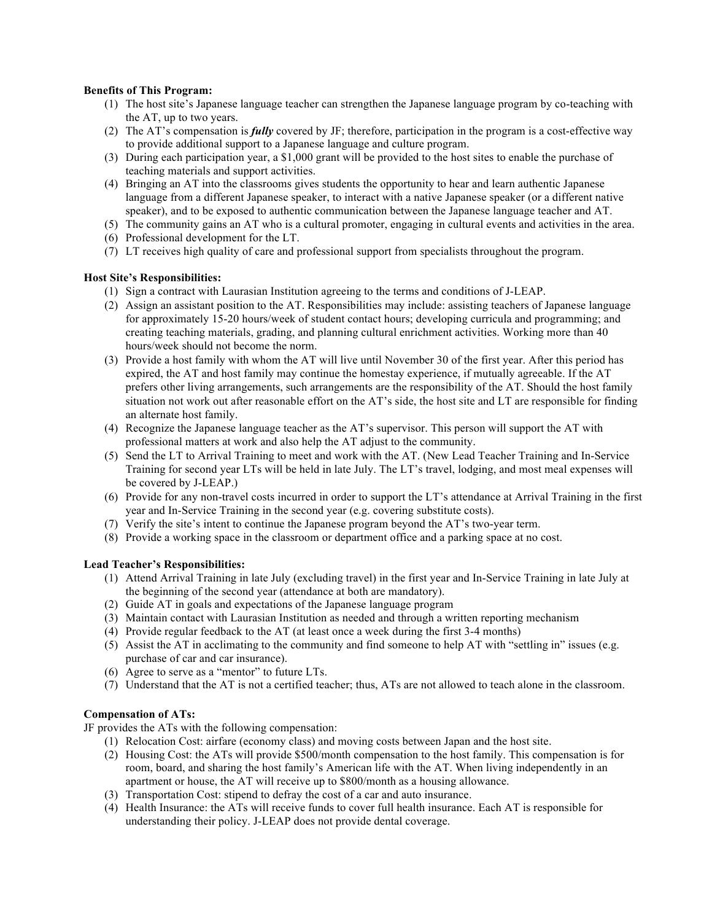**Benefits of This Program:**

1. The host site's Japanese language teacher can strengthen the Japanese language program by co-teaching with the AT, up to two years.
2. The AT's compensation is ***fully*** covered by JF; therefore, participation in the program is a cost-effective way to provide additional support to a Japanese language and culture program.
3. During each participation year, a $1,000 grant will be provided to the host sites to enable the purchase of teaching materials and support activities.
4. Bringing an AT into the classrooms gives students the opportunity to hear and learn authentic Japanese language from a different Japanese speaker, to interact with a native Japanese speaker (or a different native speaker), and to be exposed to authentic communication between the Japanese language teacher and AT.
5. The community gains an AT who is a cultural promoter, engaging in cultural events and activities in the area.
6. Professional development for the LT.
7. LT receives high quality of care and professional support from specialists throughout the program.

**Host Site's Responsibilities:**

1. Sign a contract with Laurasian Institution agreeing to the terms and conditions of J-LEAP.
2. Assign an assistant position to the AT. Responsibilities may include: assisting teachers of Japanese language for approximately 15-20 hours/week of student contact hours; developing curricula and programming; and creating teaching materials, grading, and planning cultural enrichment activities. Working more than 40 hours/week should not become the norm.
3. Provide a host family with whom the AT will live until November 30 of the first year. After this period has expired, the AT and host family may continue the homestay experience, if mutually agreeable. If the AT prefers other living arrangements, such arrangements are the responsibility of the AT. Should the host family situation not work out after reasonable effort on the AT's side, the host site and LT are responsible for finding an alternate host family.
4. Recognize the Japanese language teacher as the AT's supervisor. This person will support the AT with professional matters at work and also help the AT adjust to the community.
5. Send the LT to Arrival Training to meet and work with the AT. (New Lead Teacher Training and In-Service Training for second year LTs will be held in late July. The LT's travel, lodging, and most meal expenses will be covered by J-LEAP.)
6. Provide for any non-travel costs incurred in order to support the LT's attendance at Arrival Training in the first year and In-Service Training in the second year (e.g. covering substitute costs).
7. Verify the site's intent to continue the Japanese program beyond the AT's two-year term.
8. Provide a working space in the classroom or department office and a parking space at no cost.

**Lead Teacher's Responsibilities:**

1. Attend Arrival Training in late July (excluding travel) in the first year and In-Service Training in late July at the beginning of the second year (attendance at both are mandatory).
2. Guide AT in goals and expectations of the Japanese language program
3. Maintain contact with Laurasian Institution as needed and through a written reporting mechanism
4. Provide regular feedback to the AT (at least once a week during the first 3-4 months)
5. Assist the AT in acclimating to the community and find someone to help AT with "settling in" issues (e.g. purchase of car and car insurance).
6. Agree to serve as a "mentor" to future LTs.
7. Understand that the AT is not a certified teacher; thus, ATs are not allowed to teach alone in the classroom.

**Compensation of ATs:**

JF provides the ATs with the following compensation:

1. Relocation Cost: airfare (economy class) and moving costs between Japan and the host site.
2. Housing Cost: the ATs will provide $500/month compensation to the host family. This compensation is for room, board, and sharing the host family's American life with the AT. When living independently in an apartment or house, the AT will receive up to $800/month as a housing allowance.
3. Transportation Cost: stipend to defray the cost of a car and auto insurance.
4. Health Insurance: the ATs will receive funds to cover full health insurance. Each AT is responsible for understanding their policy. J-LEAP does not provide dental coverage.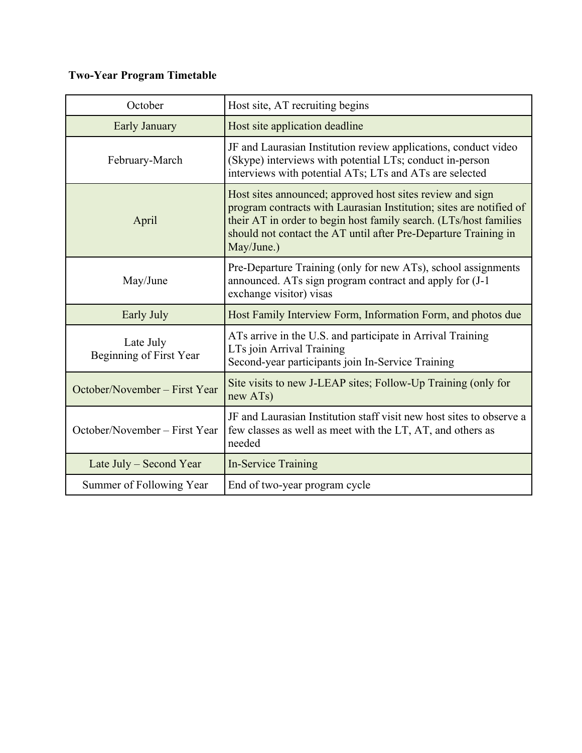**Two-Year Program Timetable**

| | |
|---|---|
| October | Host site, AT recruiting begins |
| Early January | Host site application deadline |
| February-March | JF and Laurasian Institution review applications, conduct video (Skype) interviews with potential LTs; conduct in-person interviews with potential ATs; LTs and ATs are selected |
| April | Host sites announced; approved host sites review and sign program contracts with Laurasian Institution; sites are notified of their AT in order to begin host family search. (LTs/host families should not contact the AT until after Pre-Departure Training in May/June.) |
| May/June | Pre-Departure Training (only for new ATs), school assignments announced. ATs sign program contract and apply for (J-1 exchange visitor) visas |
| Early July | Host Family Interview Form, Information Form, and photos due |
| Late July<br>Beginning of First Year | ATs arrive in the U.S. and participate in Arrival Training<br>LTs join Arrival Training<br>Second-year participants join In-Service Training |
| October/November – First Year | Site visits to new J-LEAP sites; Follow-Up Training (only for new ATs) |
| October/November – First Year | JF and Laurasian Institution staff visit new host sites to observe a few classes as well as meet with the LT, AT, and others as needed |
| Late July – Second Year | In-Service Training |
| Summer of Following Year | End of two-year program cycle |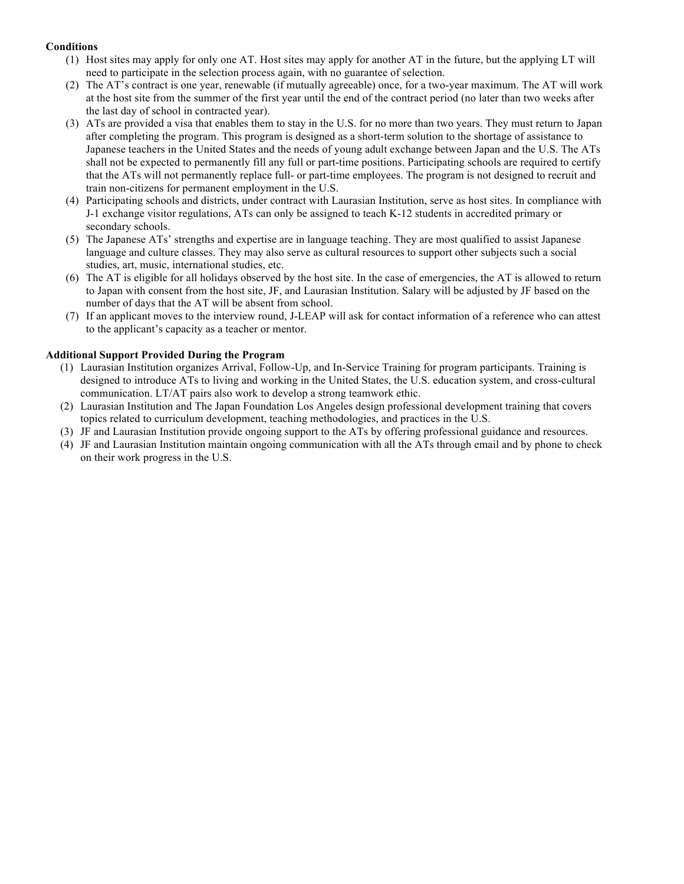**Conditions**

(1) Host sites may apply for only one AT. Host sites may apply for another AT in the future, but the applying LT will need to participate in the selection process again, with no guarantee of selection.

(2) The AT's contract is one year, renewable (if mutually agreeable) once, for a two-year maximum. The AT will work at the host site from the summer of the first year until the end of the contract period (no later than two weeks after the last day of school in contracted year).

(3) ATs are provided a visa that enables them to stay in the U.S. for no more than two years. They must return to Japan after completing the program. This program is designed as a short-term solution to the shortage of assistance to Japanese teachers in the United States and the needs of young adult exchange between Japan and the U.S. The ATs shall not be expected to permanently fill any full or part-time positions. Participating schools are required to certify that the ATs will not permanently replace full- or part-time employees. The program is not designed to recruit and train non-citizens for permanent employment in the U.S.

(4) Participating schools and districts, under contract with Laurasian Institution, serve as host sites. In compliance with J-1 exchange visitor regulations, ATs can only be assigned to teach K-12 students in accredited primary or secondary schools.

(5) The Japanese ATs' strengths and expertise are in language teaching. They are most qualified to assist Japanese language and culture classes. They may also serve as cultural resources to support other subjects such a social studies, art, music, international studies, etc.

(6) The AT is eligible for all holidays observed by the host site. In the case of emergencies, the AT is allowed to return to Japan with consent from the host site, JF, and Laurasian Institution. Salary will be adjusted by JF based on the number of days that the AT will be absent from school.

(7) If an applicant moves to the interview round, J-LEAP will ask for contact information of a reference who can attest to the applicant's capacity as a teacher or mentor.

**Additional Support Provided During the Program**

(1) Laurasian Institution organizes Arrival, Follow-Up, and In-Service Training for program participants. Training is designed to introduce ATs to living and working in the United States, the U.S. education system, and cross-cultural communication. LT/AT pairs also work to develop a strong teamwork ethic.

(2) Laurasian Institution and The Japan Foundation Los Angeles design professional development training that covers topics related to curriculum development, teaching methodologies, and practices in the U.S.

(3) JF and Laurasian Institution provide ongoing support to the ATs by offering professional guidance and resources.

(4) JF and Laurasian Institution maintain ongoing communication with all the ATs through email and by phone to check on their work progress in the U.S.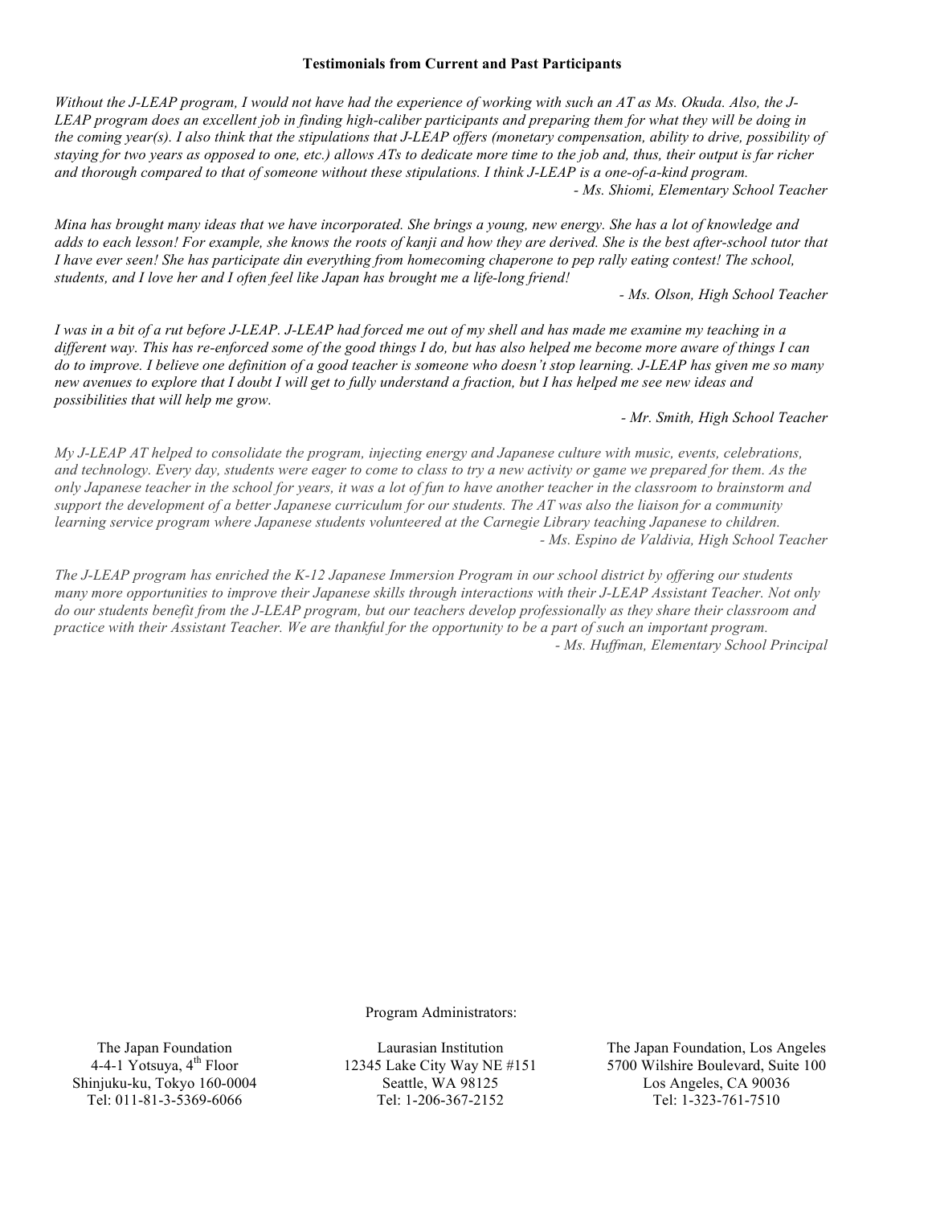**Testimonials from Current and Past Participants**

*Without the J-LEAP program, I would not have had the experience of working with such an AT as Ms. Okuda. Also, the J-LEAP program does an excellent job in finding high-caliber participants and preparing them for what they will be doing in the coming year(s). I also think that the stipulations that J-LEAP offers (monetary compensation, ability to drive, possibility of staying for two years as opposed to one, etc.) allows ATs to dedicate more time to the job and, thus, their output is far richer and thorough compared to that of someone without these stipulations. I think J-LEAP is a one-of-a-kind program.*

*- Ms. Shiomi, Elementary School Teacher*

*Mina has brought many ideas that we have incorporated. She brings a young, new energy. She has a lot of knowledge and adds to each lesson! For example, she knows the roots of kanji and how they are derived. She is the best after-school tutor that I have ever seen! She has participate din everything from homecoming chaperone to pep rally eating contest! The school, students, and I love her and I often feel like Japan has brought me a life-long friend!*

*- Ms. Olson, High School Teacher*

*I was in a bit of a rut before J-LEAP. J-LEAP had forced me out of my shell and has made me examine my teaching in a different way. This has re-enforced some of the good things I do, but has also helped me become more aware of things I can do to improve. I believe one definition of a good teacher is someone who doesn't stop learning. J-LEAP has given me so many new avenues to explore that I doubt I will get to fully understand a fraction, but I has helped me see new ideas and possibilities that will help me grow.*

*- Mr. Smith, High School Teacher*

*My J-LEAP AT helped to consolidate the program, injecting energy and Japanese culture with music, events, celebrations, and technology. Every day, students were eager to come to class to try a new activity or game we prepared for them. As the only Japanese teacher in the school for years, it was a lot of fun to have another teacher in the classroom to brainstorm and support the development of a better Japanese curriculum for our students. The AT was also the liaison for a community learning service program where Japanese students volunteered at the Carnegie Library teaching Japanese to children.*

*- Ms. Espino de Valdivia, High School Teacher*

*The J-LEAP program has enriched the K-12 Japanese Immersion Program in our school district by offering our students many more opportunities to improve their Japanese skills through interactions with their J-LEAP Assistant Teacher. Not only do our students benefit from the J-LEAP program, but our teachers develop professionally as they share their classroom and practice with their Assistant Teacher. We are thankful for the opportunity to be a part of such an important program.*

*- Ms. Huffman, Elementary School Principal*

Program Administrators:

The Japan Foundation
4-4-1 Yotsuya, 4th Floor
Shinjuku-ku, Tokyo 160-0004
Tel: 011-81-3-5369-6066

Laurasian Institution
12345 Lake City Way NE #151
Seattle, WA 98125
Tel: 1-206-367-2152

The Japan Foundation, Los Angeles
5700 Wilshire Boulevard, Suite 100
Los Angeles, CA 90036
Tel: 1-323-761-7510